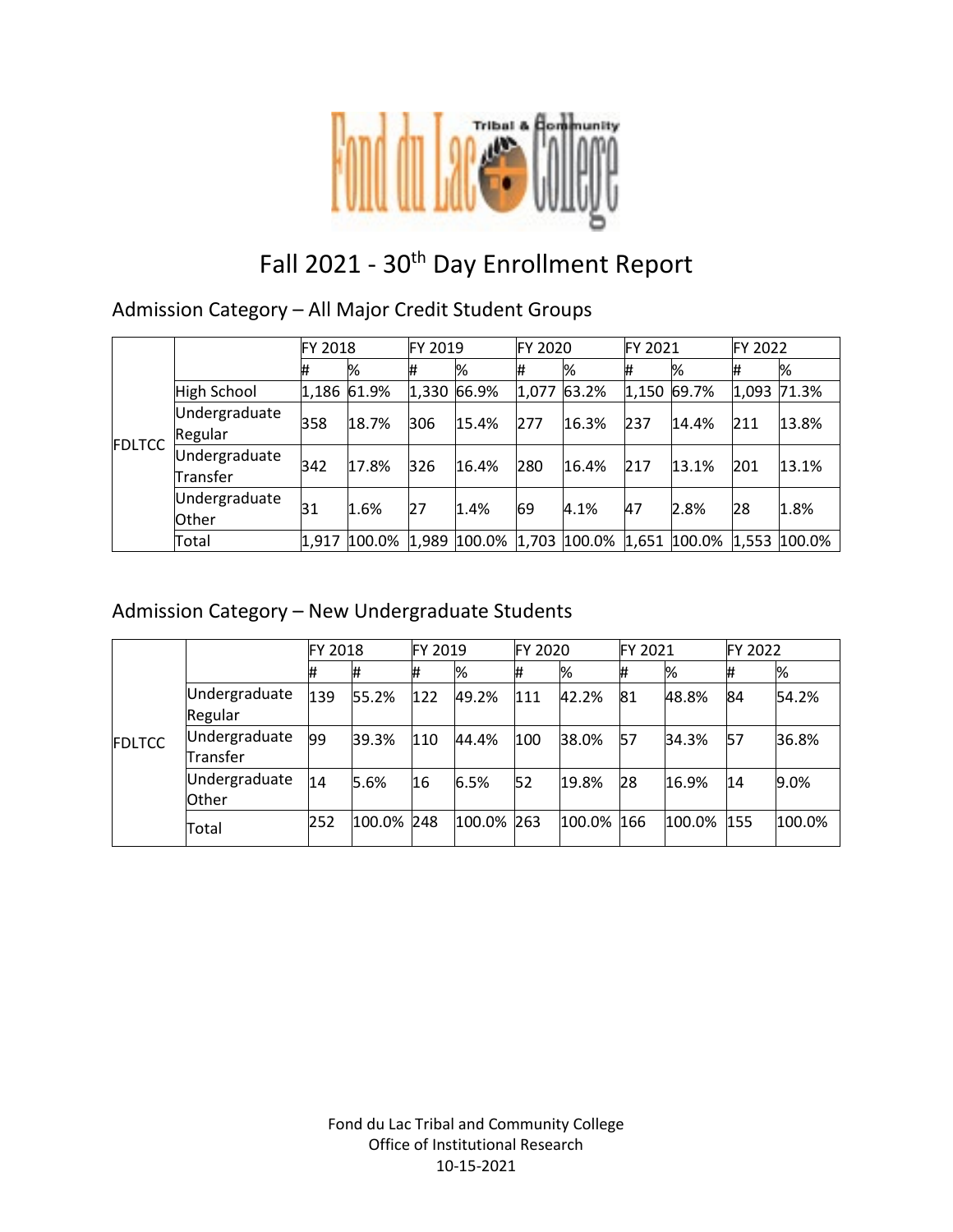# Fall 2021 - 30th Day Enrollment Report

## Admission Category – All Major Credit Student Groups

| | | FY 2018 | | FY 2019 | | FY 2020 | | FY 2021 | | FY 2022 | |
|---|---|---|---|---|---|---|---|---|---|---|---|
| | | # | % | # | % | # | % | # | % | # | % |
| FDLTCC | High School | 1,186 | 61.9% | 1,330 | 66.9% | 1,077 | 63.2% | 1,150 | 69.7% | 1,093 | 71.3% |
| | Undergraduate Regular | 358 | 18.7% | 306 | 15.4% | 277 | 16.3% | 237 | 14.4% | 211 | 13.8% |
| | Undergraduate Transfer | 342 | 17.8% | 326 | 16.4% | 280 | 16.4% | 217 | 13.1% | 201 | 13.1% |
| | Undergraduate Other | 31 | 1.6% | 27 | 1.4% | 69 | 4.1% | 47 | 2.8% | 28 | 1.8% |
| | Total | 1,917 | 100.0% | 1,989 | 100.0% | 1,703 | 100.0% | 1,651 | 100.0% | 1,553 | 100.0% |

## Admission Category – New Undergraduate Students

| | | FY 2018 | | FY 2019 | | FY 2020 | | FY 2021 | | FY 2022 | |
|---|---|---|---|---|---|---|---|---|---|---|---|
| | | # | # | # | % | # | % | # | % | # | % |
| FDLTCC | Undergraduate Regular | 139 | 55.2% | 122 | 49.2% | 111 | 42.2% | 81 | 48.8% | 84 | 54.2% |
| | Undergraduate Transfer | 99 | 39.3% | 110 | 44.4% | 100 | 38.0% | 57 | 34.3% | 57 | 36.8% |
| | Undergraduate Other | 14 | 5.6% | 16 | 6.5% | 52 | 19.8% | 28 | 16.9% | 14 | 9.0% |
| | Total | 252 | 100.0% | 248 | 100.0% | 263 | 100.0% | 166 | 100.0% | 155 | 100.0% |

Fond du Lac Tribal and Community College
Office of Institutional Research
10-15-2021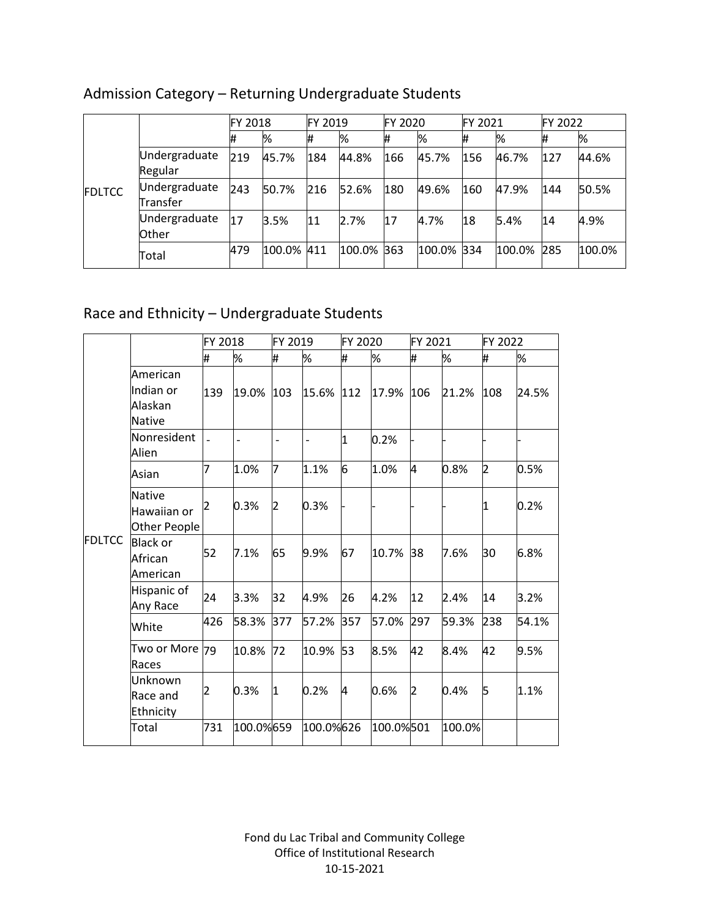## Admission Category – Returning Undergraduate Students

| | | FY 2018 | | FY 2019 | | FY 2020 | | FY 2021 | | FY 2022 | |
|---|---|---|---|---|---|---|---|---|---|---|---|
| | | # | % | # | % | # | % | # | % | # | % |
| FDLTCC | Undergraduate Regular | 219 | 45.7% | 184 | 44.8% | 166 | 45.7% | 156 | 46.7% | 127 | 44.6% |
| | Undergraduate Transfer | 243 | 50.7% | 216 | 52.6% | 180 | 49.6% | 160 | 47.9% | 144 | 50.5% |
| | Undergraduate Other | 17 | 3.5% | 11 | 2.7% | 17 | 4.7% | 18 | 5.4% | 14 | 4.9% |
| | Total | 479 | 100.0% | 411 | 100.0% | 363 | 100.0% | 334 | 100.0% | 285 | 100.0% |

## Race and Ethnicity – Undergraduate Students

| | | FY 2018 | | FY 2019 | | FY 2020 | | FY 2021 | | FY 2022 | |
|---|---|---|---|---|---|---|---|---|---|---|---|
| | | # | % | # | % | # | % | # | % | # | % |
| FDLTCC | American Indian or Alaskan Native | 139 | 19.0% | 103 | 15.6% | 112 | 17.9% | 106 | 21.2% | 108 | 24.5% |
| | Nonresident Alien | - | - | - | - | 1 | 0.2% | - | - | - | - |
| | Asian | 7 | 1.0% | 7 | 1.1% | 6 | 1.0% | 4 | 0.8% | 2 | 0.5% |
| | Native Hawaiian or Other People | 2 | 0.3% | 2 | 0.3% | - | - | - | - | 1 | 0.2% |
| | Black or African American | 52 | 7.1% | 65 | 9.9% | 67 | 10.7% | 38 | 7.6% | 30 | 6.8% |
| | Hispanic of Any Race | 24 | 3.3% | 32 | 4.9% | 26 | 4.2% | 12 | 2.4% | 14 | 3.2% |
| | White | 426 | 58.3% | 377 | 57.2% | 357 | 57.0% | 297 | 59.3% | 238 | 54.1% |
| | Two or More Races | 79 | 10.8% | 72 | 10.9% | 53 | 8.5% | 42 | 8.4% | 42 | 9.5% |
| | Unknown Race and Ethnicity | 2 | 0.3% | 1 | 0.2% | 4 | 0.6% | 2 | 0.4% | 5 | 1.1% |
| | Total | 731 | 100.0% | 659 | 100.0% | 626 | 100.0% | 501 | 100.0% | | |

Fond du Lac Tribal and Community College
Office of Institutional Research
10-15-2021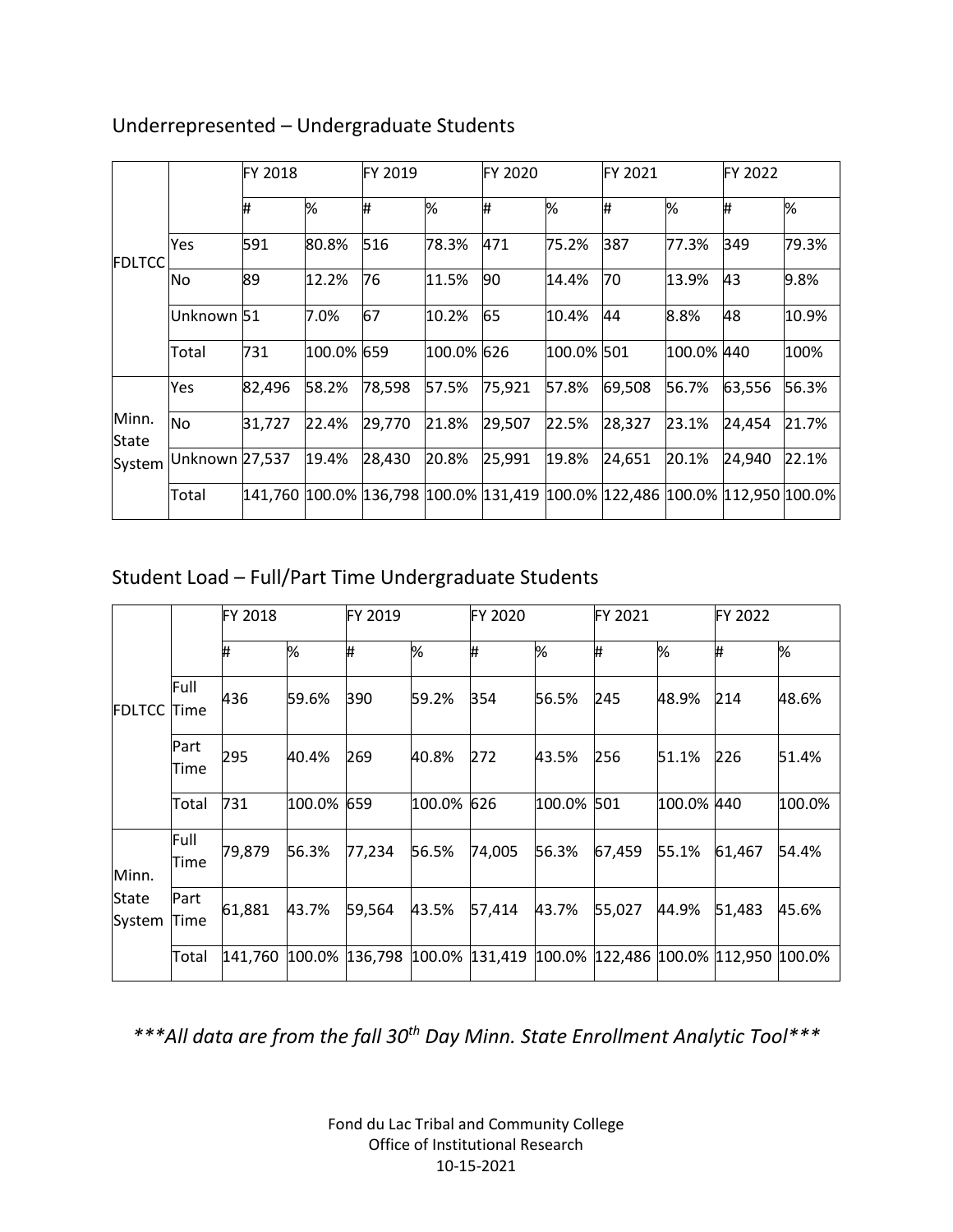## Underrepresented – Undergraduate Students

| | | FY 2018 | | FY 2019 | | FY 2020 | | FY 2021 | | FY 2022 | |
|---|---|---|---|---|---|---|---|---|---|---|---|
| | | # | % | # | % | # | % | # | % | # | % |
| FDLTCC | Yes | 591 | 80.8% | 516 | 78.3% | 471 | 75.2% | 387 | 77.3% | 349 | 79.3% |
| | No | 89 | 12.2% | 76 | 11.5% | 90 | 14.4% | 70 | 13.9% | 43 | 9.8% |
| | Unknown | 51 | 7.0% | 67 | 10.2% | 65 | 10.4% | 44 | 8.8% | 48 | 10.9% |
| | Total | 731 | 100.0% | 659 | 100.0% | 626 | 100.0% | 501 | 100.0% | 440 | 100% |
| Minn. State System | Yes | 82,496 | 58.2% | 78,598 | 57.5% | 75,921 | 57.8% | 69,508 | 56.7% | 63,556 | 56.3% |
| | No | 31,727 | 22.4% | 29,770 | 21.8% | 29,507 | 22.5% | 28,327 | 23.1% | 24,454 | 21.7% |
| | Unknown | 27,537 | 19.4% | 28,430 | 20.8% | 25,991 | 19.8% | 24,651 | 20.1% | 24,940 | 22.1% |
| | Total | 141,760 | 100.0% | 136,798 | 100.0% | 131,419 | 100.0% | 122,486 | 100.0% | 112,950 | 100.0% |

## Student Load – Full/Part Time Undergraduate Students

| | | FY 2018 | | FY 2019 | | FY 2020 | | FY 2021 | | FY 2022 | |
|---|---|---|---|---|---|---|---|---|---|---|---|
| | | # | % | # | % | # | % | # | % | # | % |
| FDLTCC | Full Time | 436 | 59.6% | 390 | 59.2% | 354 | 56.5% | 245 | 48.9% | 214 | 48.6% |
| | Part Time | 295 | 40.4% | 269 | 40.8% | 272 | 43.5% | 256 | 51.1% | 226 | 51.4% |
| | Total | 731 | 100.0% | 659 | 100.0% | 626 | 100.0% | 501 | 100.0% | 440 | 100.0% |
| Minn. State System | Full Time | 79,879 | 56.3% | 77,234 | 56.5% | 74,005 | 56.3% | 67,459 | 55.1% | 61,467 | 54.4% |
| | Part Time | 61,881 | 43.7% | 59,564 | 43.5% | 57,414 | 43.7% | 55,027 | 44.9% | 51,483 | 45.6% |
| | Total | 141,760 | 100.0% | 136,798 | 100.0% | 131,419 | 100.0% | 122,486 | 100.0% | 112,950 | 100.0% |

****All data are from the fall 30th Day Minn. State Enrollment Analytic Tool****

Fond du Lac Tribal and Community College
Office of Institutional Research
10-15-2021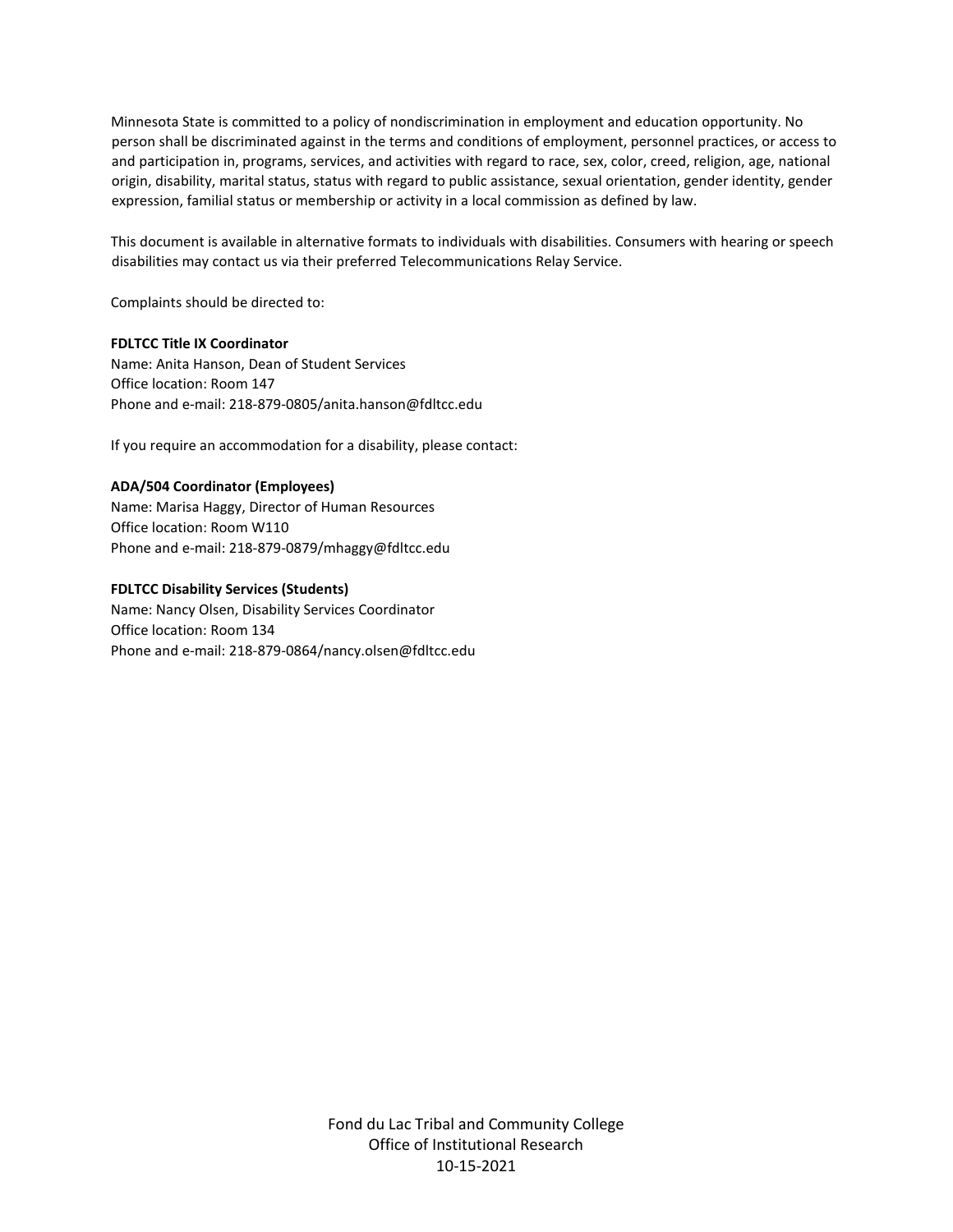Minnesota State is committed to a policy of nondiscrimination in employment and education opportunity. No person shall be discriminated against in the terms and conditions of employment, personnel practices, or access to and participation in, programs, services, and activities with regard to race, sex, color, creed, religion, age, national origin, disability, marital status, status with regard to public assistance, sexual orientation, gender identity, gender expression, familial status or membership or activity in a local commission as defined by law.

This document is available in alternative formats to individuals with disabilities. Consumers with hearing or speech disabilities may contact us via their preferred Telecommunications Relay Service.

Complaints should be directed to:

**FDLTCC Title IX Coordinator**
Name: Anita Hanson, Dean of Student Services
Office location: Room 147
Phone and e-mail: 218-879-0805/anita.hanson@fdltcc.edu

If you require an accommodation for a disability, please contact:

**ADA/504 Coordinator (Employees)**
Name: Marisa Haggy, Director of Human Resources
Office location: Room W110
Phone and e-mail: 218-879-0879/mhaggy@fdltcc.edu

**FDLTCC Disability Services (Students)**
Name: Nancy Olsen, Disability Services Coordinator
Office location: Room 134
Phone and e-mail: 218-879-0864/nancy.olsen@fdltcc.edu

Fond du Lac Tribal and Community College
Office of Institutional Research
10-15-2021